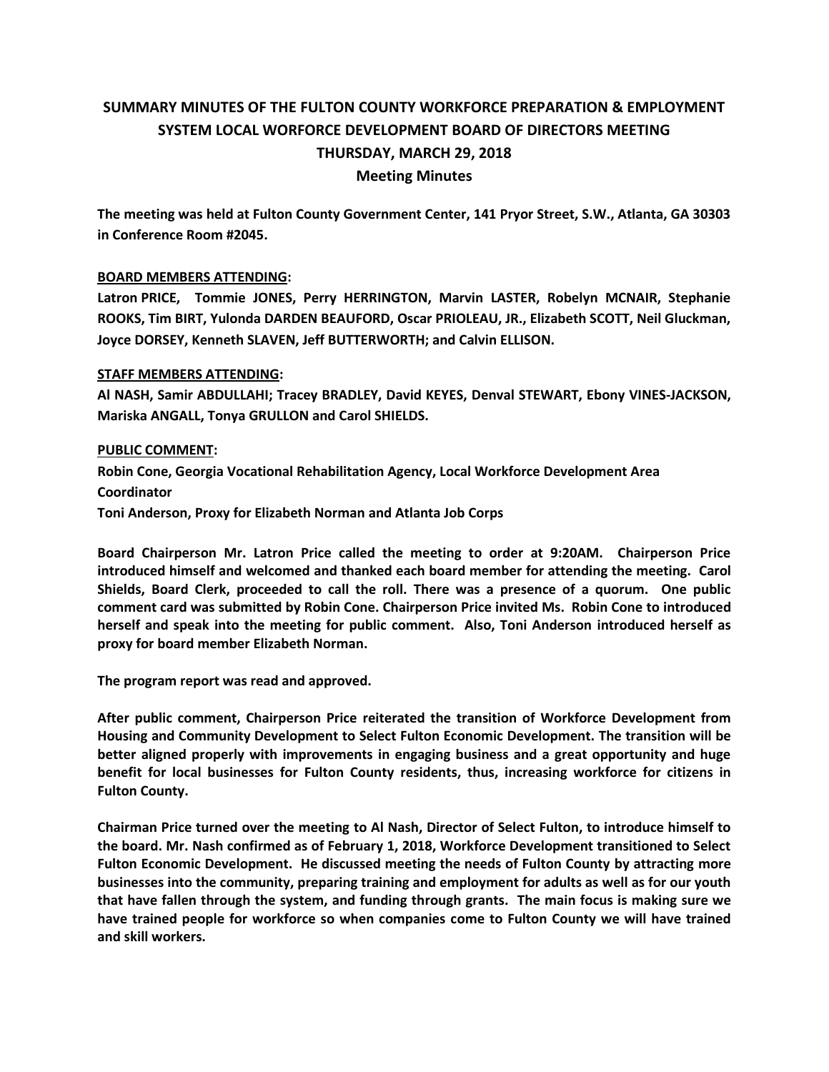# SUMMARY MINUTES OF THE FULTON COUNTY WORKFORCE PREPARATION & EMPLOYMENT SYSTEM LOCAL WORFORCE DEVELOPMENT BOARD OF DIRECTORS MEETING THURSDAY, MARCH 29, 2018

## Meeting Minutes

**The meeting was held at Fulton County Government Center, 141 Pryor Street, S.W., Atlanta, GA 30303 in Conference Room #2045.**

**BOARD MEMBERS ATTENDING:**

**Latron PRICE, Tommie JONES, Perry HERRINGTON, Marvin LASTER, Robelyn MCNAIR, Stephanie ROOKS, Tim BIRT, Yulonda DARDEN BEAUFORD, Oscar PRIOLEAU, JR., Elizabeth SCOTT, Neil Gluckman, Joyce DORSEY, Kenneth SLAVEN, Jeff BUTTERWORTH; and Calvin ELLISON.**

**STAFF MEMBERS ATTENDING:**

**Al NASH, Samir ABDULLAHI; Tracey BRADLEY, David KEYES, Denval STEWART, Ebony VINES-JACKSON, Mariska ANGALL, Tonya GRULLON and Carol SHIELDS.**

**PUBLIC COMMENT:**

**Robin Cone, Georgia Vocational Rehabilitation Agency, Local Workforce Development Area Coordinator**

**Toni Anderson, Proxy for Elizabeth Norman and Atlanta Job Corps**

**Board Chairperson Mr. Latron Price called the meeting to order at 9:20AM. Chairperson Price introduced himself and welcomed and thanked each board member for attending the meeting. Carol Shields, Board Clerk, proceeded to call the roll. There was a presence of a quorum. One public comment card was submitted by Robin Cone. Chairperson Price invited Ms. Robin Cone to introduced herself and speak into the meeting for public comment. Also, Toni Anderson introduced herself as proxy for board member Elizabeth Norman.**

**The program report was read and approved.**

**After public comment, Chairperson Price reiterated the transition of Workforce Development from Housing and Community Development to Select Fulton Economic Development. The transition will be better aligned properly with improvements in engaging business and a great opportunity and huge benefit for local businesses for Fulton County residents, thus, increasing workforce for citizens in Fulton County.**

**Chairman Price turned over the meeting to Al Nash, Director of Select Fulton, to introduce himself to the board. Mr. Nash confirmed as of February 1, 2018, Workforce Development transitioned to Select Fulton Economic Development. He discussed meeting the needs of Fulton County by attracting more businesses into the community, preparing training and employment for adults as well as for our youth that have fallen through the system, and funding through grants. The main focus is making sure we have trained people for workforce so when companies come to Fulton County we will have trained and skill workers.**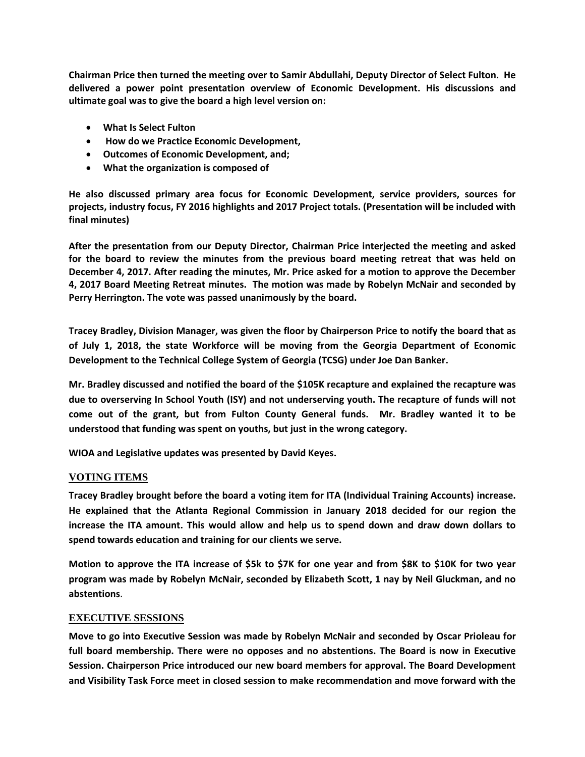**Chairman Price then turned the meeting over to Samir Abdullahi, Deputy Director of Select Fulton. He delivered a power point presentation overview of Economic Development. His discussions and ultimate goal was to give the board a high level version on:**

- **What Is Select Fulton**
- **How do we Practice Economic Development,**
- **Outcomes of Economic Development, and;**
- **What the organization is composed of**

**He also discussed primary area focus for Economic Development, service providers, sources for projects, industry focus, FY 2016 highlights and 2017 Project totals. (Presentation will be included with final minutes)**

**After the presentation from our Deputy Director, Chairman Price interjected the meeting and asked for the board to review the minutes from the previous board meeting retreat that was held on December 4, 2017. After reading the minutes, Mr. Price asked for a motion to approve the December 4, 2017 Board Meeting Retreat minutes. The motion was made by Robelyn McNair and seconded by Perry Herrington. The vote was passed unanimously by the board.**

**Tracey Bradley, Division Manager, was given the floor by Chairperson Price to notify the board that as of July 1, 2018, the state Workforce will be moving from the Georgia Department of Economic Development to the Technical College System of Georgia (TCSG) under Joe Dan Banker.**

**Mr. Bradley discussed and notified the board of the $105K recapture and explained the recapture was due to overserving In School Youth (ISY) and not underserving youth. The recapture of funds will not come out of the grant, but from Fulton County General funds. Mr. Bradley wanted it to be understood that funding was spent on youths, but just in the wrong category.**

**WIOA and Legislative updates was presented by David Keyes.**

## VOTING ITEMS

**Tracey Bradley brought before the board a voting item for ITA (Individual Training Accounts) increase. He explained that the Atlanta Regional Commission in January 2018 decided for our region the increase the ITA amount. This would allow and help us to spend down and draw down dollars to spend towards education and training for our clients we serve.**

**Motion to approve the ITA increase of $5k to $7K for one year and from $8K to $10K for two year program was made by Robelyn McNair, seconded by Elizabeth Scott, 1 nay by Neil Gluckman, and no abstentions**.

## EXECUTIVE SESSIONS

**Move to go into Executive Session was made by Robelyn McNair and seconded by Oscar Prioleau for full board membership. There were no opposes and no abstentions. The Board is now in Executive Session. Chairperson Price introduced our new board members for approval. The Board Development and Visibility Task Force meet in closed session to make recommendation and move forward with the**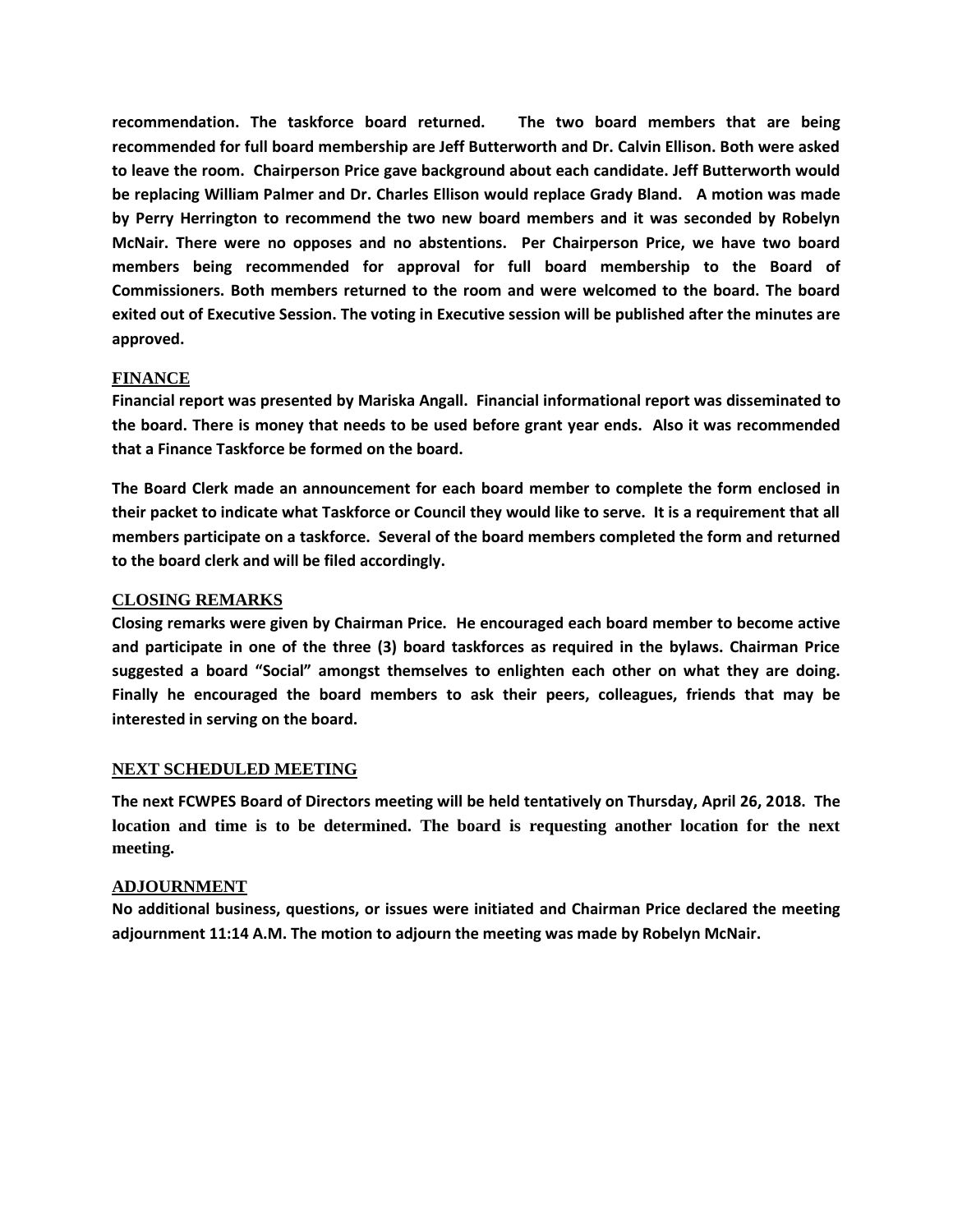**recommendation. The taskforce board returned. The two board members that are being recommended for full board membership are Jeff Butterworth and Dr. Calvin Ellison. Both were asked to leave the room. Chairperson Price gave background about each candidate. Jeff Butterworth would be replacing William Palmer and Dr. Charles Ellison would replace Grady Bland. A motion was made by Perry Herrington to recommend the two new board members and it was seconded by Robelyn McNair. There were no opposes and no abstentions. Per Chairperson Price, we have two board members being recommended for approval for full board membership to the Board of Commissioners. Both members returned to the room and were welcomed to the board. The board exited out of Executive Session. The voting in Executive session will be published after the minutes are approved.**

## FINANCE

**Financial report was presented by Mariska Angall. Financial informational report was disseminated to the board. There is money that needs to be used before grant year ends. Also it was recommended that a Finance Taskforce be formed on the board.**

**The Board Clerk made an announcement for each board member to complete the form enclosed in their packet to indicate what Taskforce or Council they would like to serve. It is a requirement that all members participate on a taskforce. Several of the board members completed the form and returned to the board clerk and will be filed accordingly.**

## CLOSING REMARKS

**Closing remarks were given by Chairman Price. He encouraged each board member to become active and participate in one of the three (3) board taskforces as required in the bylaws. Chairman Price suggested a board "Social" amongst themselves to enlighten each other on what they are doing. Finally he encouraged the board members to ask their peers, colleagues, friends that may be interested in serving on the board.**

## NEXT SCHEDULED MEETING

**The next FCWPES Board of Directors meeting will be held tentatively on Thursday, April 26, 2018. The location and time is to be determined. The board is requesting another location for the next meeting.**

## ADJOURNMENT

**No additional business, questions, or issues were initiated and Chairman Price declared the meeting adjournment 11:14 A.M. The motion to adjourn the meeting was made by Robelyn McNair.**